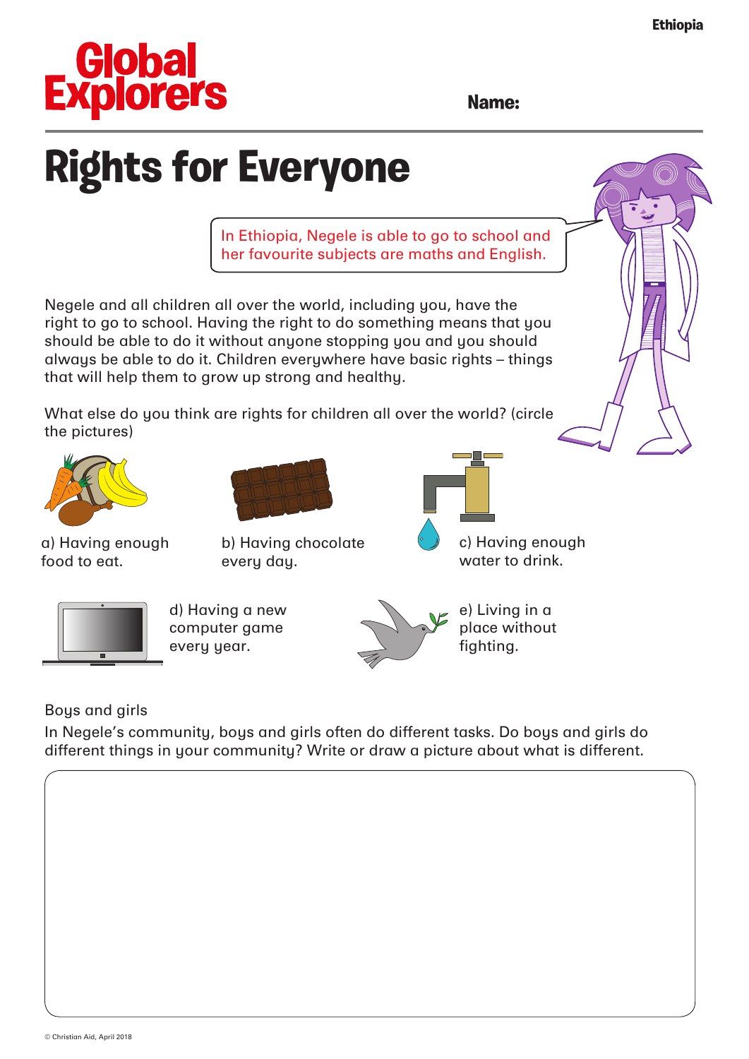Ethiopia

# Global Explorers

**Name:**

# Rights for Everyone

In Ethiopia, Negele is able to go to school and her favourite subjects are maths and English.

Negele and all children all over the world, including you, have the right to go to school. Having the right to do something means that you should be able to do it without anyone stopping you and you should always be able to do it. Children everywhere have basic rights – things that will help them to grow up strong and healthy.

What else do you think are rights for children all over the world? (circle the pictures)

a) Having enough food to eat.

b) Having chocolate every day.

c) Having enough water to drink.

d) Having a new computer game every year.

e) Living in a place without fighting.

Boys and girls

In Negele's community, boys and girls often do different tasks. Do boys and girls do different things in your community? Write or draw a picture about what is different.

© Christian Aid, April 2018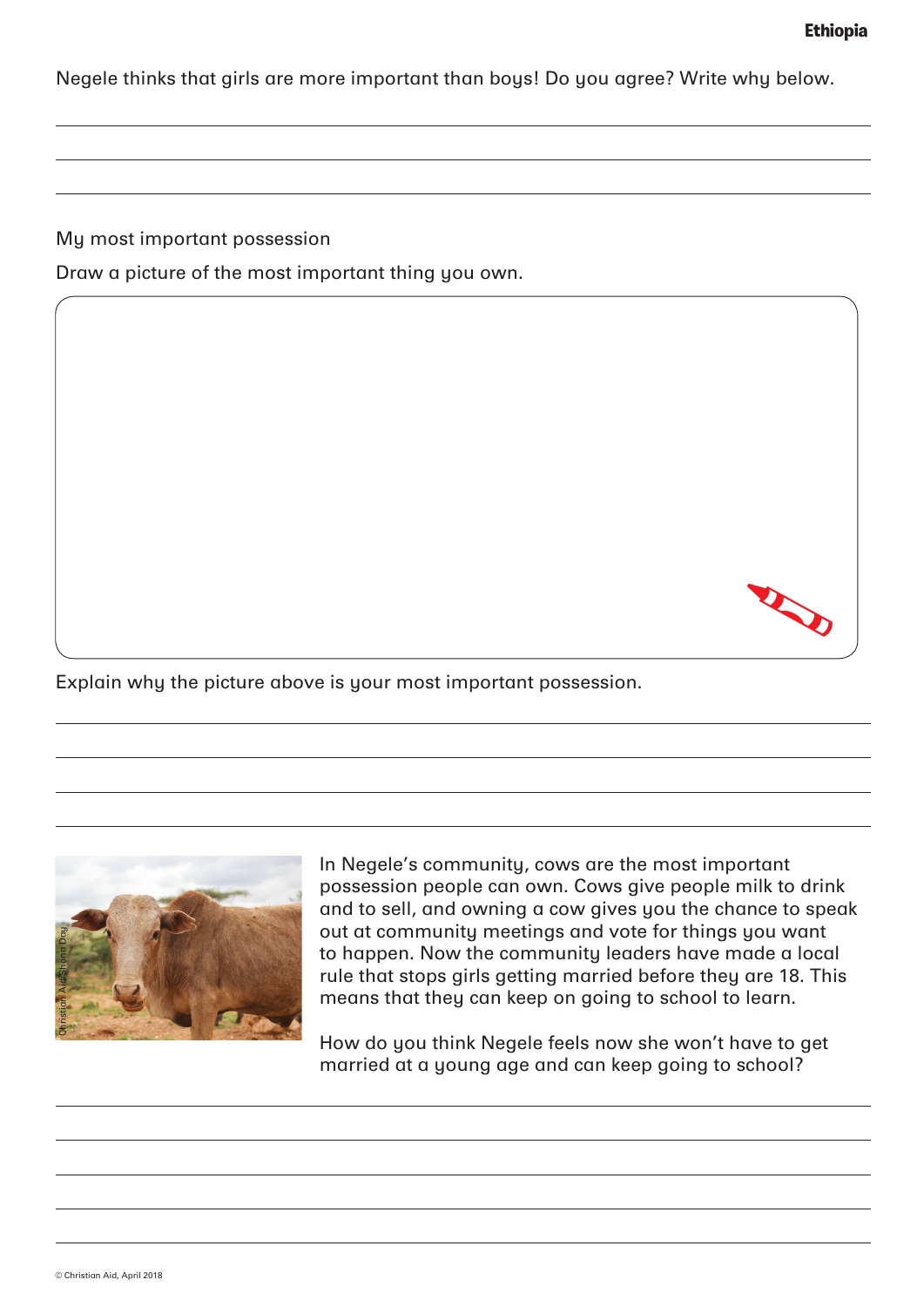Negele thinks that girls are more important than boys! Do you agree? Write why below.

My most important possession

Draw a picture of the most important thing you own.

Explain why the picture above is your most important possession.

Christian Aid/Shiona Day

In Negele's community, cows are the most important possession people can own. Cows give people milk to drink and to sell, and owning a cow gives you the chance to speak out at community meetings and vote for things you want to happen. Now the community leaders have made a local rule that stops girls getting married before they are 18. This means that they can keep on going to school to learn.

How do you think Negele feels now she won't have to get married at a young age and can keep going to school?

© Christian Aid, April 2018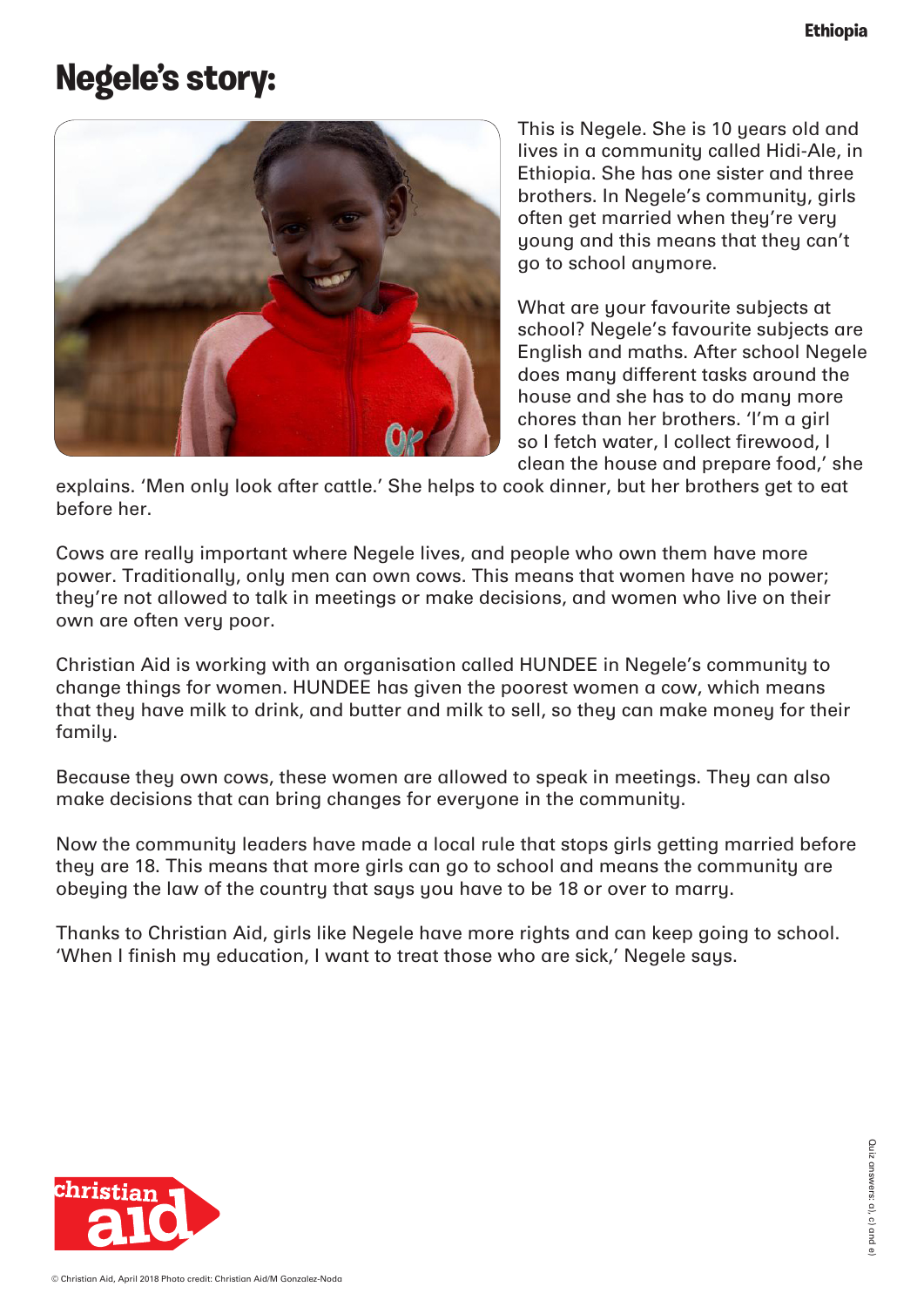# Negele's story:

This is Negele. She is 10 years old and lives in a community called Hidi-Ale, in Ethiopia. She has one sister and three brothers. In Negele's community, girls often get married when they're very young and this means that they can't go to school anymore.

What are your favourite subjects at school? Negele's favourite subjects are English and maths. After school Negele does many different tasks around the house and she has to do many more chores than her brothers. 'I'm a girl so I fetch water, I collect firewood, I clean the house and prepare food,' she explains. 'Men only look after cattle.' She helps to cook dinner, but her brothers get to eat before her.

Cows are really important where Negele lives, and people who own them have more power. Traditionally, only men can own cows. This means that women have no power; they're not allowed to talk in meetings or make decisions, and women who live on their own are often very poor.

Christian Aid is working with an organisation called HUNDEE in Negele's community to change things for women. HUNDEE has given the poorest women a cow, which means that they have milk to drink, and butter and milk to sell, so they can make money for their family.

Because they own cows, these women are allowed to speak in meetings. They can also make decisions that can bring changes for everyone in the community.

Now the community leaders have made a local rule that stops girls getting married before they are 18. This means that more girls can go to school and means the community are obeying the law of the country that says you have to be 18 or over to marry.

Thanks to Christian Aid, girls like Negele have more rights and can keep going to school. 'When I finish my education, I want to treat those who are sick,' Negele says.

Quiz answers: a), c) and e)

© Christian Aid, April 2018 Photo credit: Christian Aid/M Gonzalez-Noda